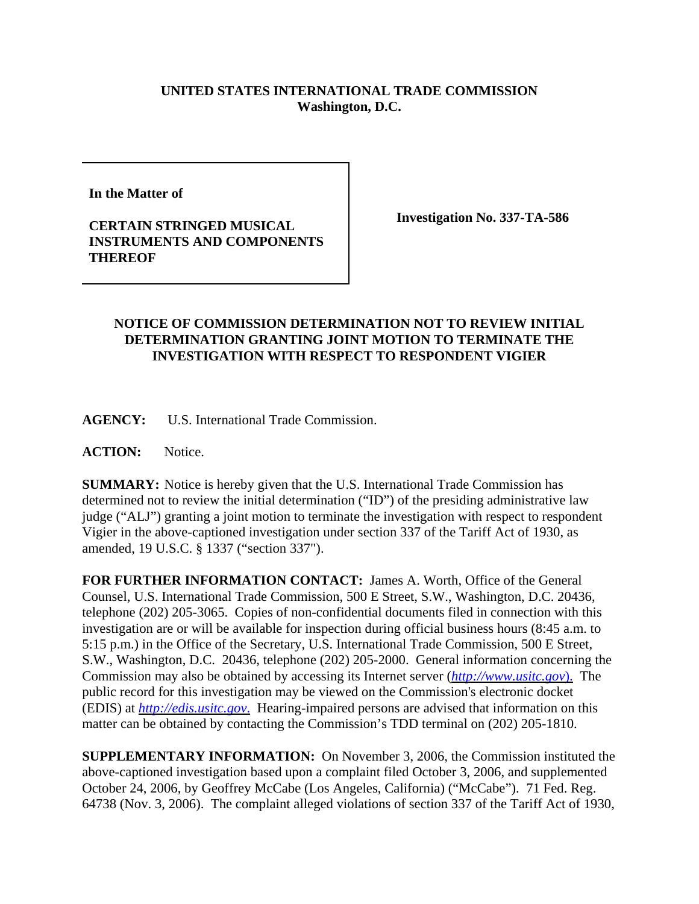**UNITED STATES INTERNATIONAL TRADE COMMISSION**
**Washington, D.C.**

**In the Matter of**

**CERTAIN STRINGED MUSICAL INSTRUMENTS AND COMPONENTS THEREOF**

**Investigation No. 337-TA-586**

**NOTICE OF COMMISSION DETERMINATION NOT TO REVIEW INITIAL DETERMINATION GRANTING JOINT MOTION TO TERMINATE THE INVESTIGATION WITH RESPECT TO RESPONDENT VIGIER**

**AGENCY:** U.S. International Trade Commission.

**ACTION:** Notice.

**SUMMARY:** Notice is hereby given that the U.S. International Trade Commission has determined not to review the initial determination ("ID") of the presiding administrative law judge ("ALJ") granting a joint motion to terminate the investigation with respect to respondent Vigier in the above-captioned investigation under section 337 of the Tariff Act of 1930, as amended, 19 U.S.C. § 1337 ("section 337").

**FOR FURTHER INFORMATION CONTACT:** James A. Worth, Office of the General Counsel, U.S. International Trade Commission, 500 E Street, S.W., Washington, D.C. 20436, telephone (202) 205-3065. Copies of non-confidential documents filed in connection with this investigation are or will be available for inspection during official business hours (8:45 a.m. to 5:15 p.m.) in the Office of the Secretary, U.S. International Trade Commission, 500 E Street, S.W., Washington, D.C. 20436, telephone (202) 205-2000. General information concerning the Commission may also be obtained by accessing its Internet server (*http://www.usitc.gov*). The public record for this investigation may be viewed on the Commission's electronic docket (EDIS) at *http://edis.usitc.gov.* Hearing-impaired persons are advised that information on this matter can be obtained by contacting the Commission's TDD terminal on (202) 205-1810.

**SUPPLEMENTARY INFORMATION:** On November 3, 2006, the Commission instituted the above-captioned investigation based upon a complaint filed October 3, 2006, and supplemented October 24, 2006, by Geoffrey McCabe (Los Angeles, California) ("McCabe"). 71 Fed. Reg. 64738 (Nov. 3, 2006). The complaint alleged violations of section 337 of the Tariff Act of 1930,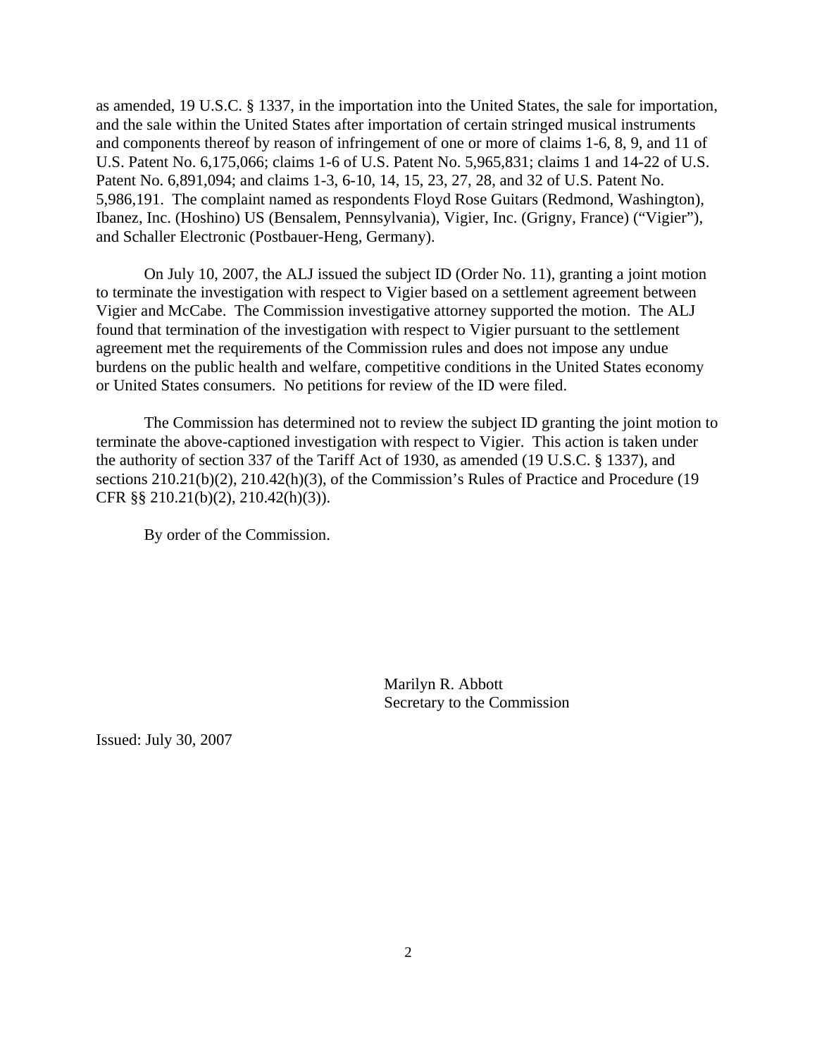as amended, 19 U.S.C. § 1337, in the importation into the United States, the sale for importation, and the sale within the United States after importation of certain stringed musical instruments and components thereof by reason of infringement of one or more of claims 1-6, 8, 9, and 11 of U.S. Patent No. 6,175,066; claims 1-6 of U.S. Patent No. 5,965,831; claims 1 and 14-22 of U.S. Patent No. 6,891,094; and claims 1-3, 6-10, 14, 15, 23, 27, 28, and 32 of U.S. Patent No. 5,986,191. The complaint named as respondents Floyd Rose Guitars (Redmond, Washington), Ibanez, Inc. (Hoshino) US (Bensalem, Pennsylvania), Vigier, Inc. (Grigny, France) ("Vigier"), and Schaller Electronic (Postbauer-Heng, Germany).

On July 10, 2007, the ALJ issued the subject ID (Order No. 11), granting a joint motion to terminate the investigation with respect to Vigier based on a settlement agreement between Vigier and McCabe. The Commission investigative attorney supported the motion. The ALJ found that termination of the investigation with respect to Vigier pursuant to the settlement agreement met the requirements of the Commission rules and does not impose any undue burdens on the public health and welfare, competitive conditions in the United States economy or United States consumers. No petitions for review of the ID were filed.

The Commission has determined not to review the subject ID granting the joint motion to terminate the above-captioned investigation with respect to Vigier. This action is taken under the authority of section 337 of the Tariff Act of 1930, as amended (19 U.S.C. § 1337), and sections 210.21(b)(2), 210.42(h)(3), of the Commission's Rules of Practice and Procedure (19 CFR §§ 210.21(b)(2), 210.42(h)(3)).

By order of the Commission.

Marilyn R. Abbott
Secretary to the Commission

Issued: July 30, 2007